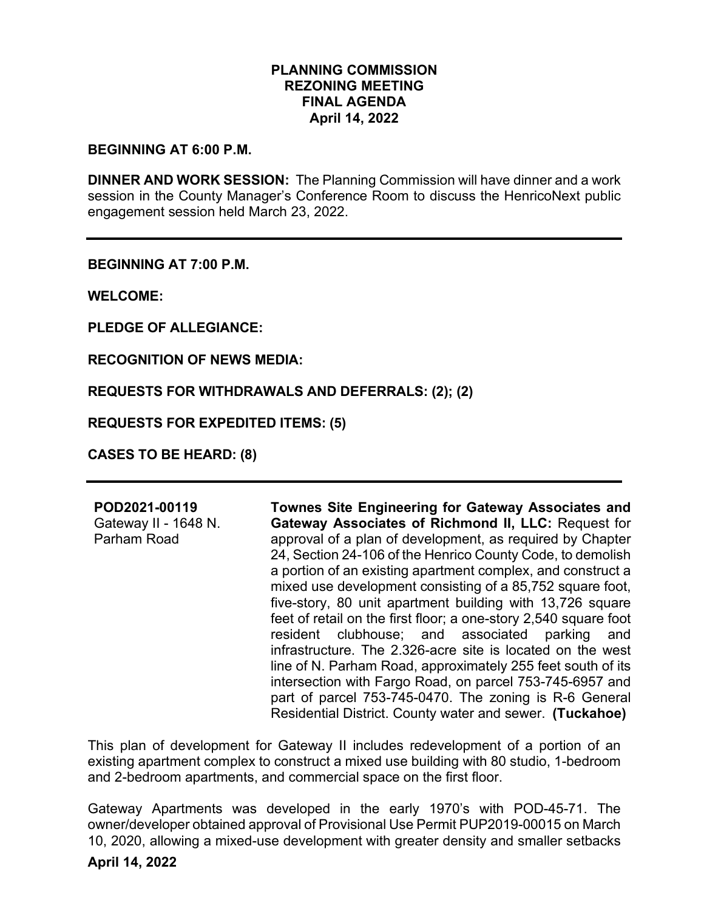# PLANNING COMMISSION
## REZONING MEETING
## FINAL AGENDA
## April 14, 2022

**BEGINNING AT 6:00 P.M.**

**DINNER AND WORK SESSION:** The Planning Commission will have dinner and a work session in the County Manager's Conference Room to discuss the HenricoNext public engagement session held March 23, 2022.

---

**BEGINNING AT 7:00 P.M.**

**WELCOME:**

**PLEDGE OF ALLEGIANCE:**

**RECOGNITION OF NEWS MEDIA:**

**REQUESTS FOR WITHDRAWALS AND DEFERRALS: (2); (2)**

**REQUESTS FOR EXPEDITED ITEMS: (5)**

**CASES TO BE HEARD: (8)**

---

**POD2021-00119**
Gateway II - 1648 N. Parham Road

**Townes Site Engineering for Gateway Associates and Gateway Associates of Richmond II, LLC:** Request for approval of a plan of development, as required by Chapter 24, Section 24-106 of the Henrico County Code, to demolish a portion of an existing apartment complex, and construct a mixed use development consisting of a 85,752 square foot, five-story, 80 unit apartment building with 13,726 square feet of retail on the first floor; a one-story 2,540 square foot resident clubhouse; and associated parking and infrastructure. The 2.326-acre site is located on the west line of N. Parham Road, approximately 255 feet south of its intersection with Fargo Road, on parcel 753-745-6957 and part of parcel 753-745-0470. The zoning is R-6 General Residential District. County water and sewer. **(Tuckahoe)**

This plan of development for Gateway II includes redevelopment of a portion of an existing apartment complex to construct a mixed use building with 80 studio, 1-bedroom and 2-bedroom apartments, and commercial space on the first floor.

Gateway Apartments was developed in the early 1970's with POD-45-71. The owner/developer obtained approval of Provisional Use Permit PUP2019-00015 on March 10, 2020, allowing a mixed-use development with greater density and smaller setbacks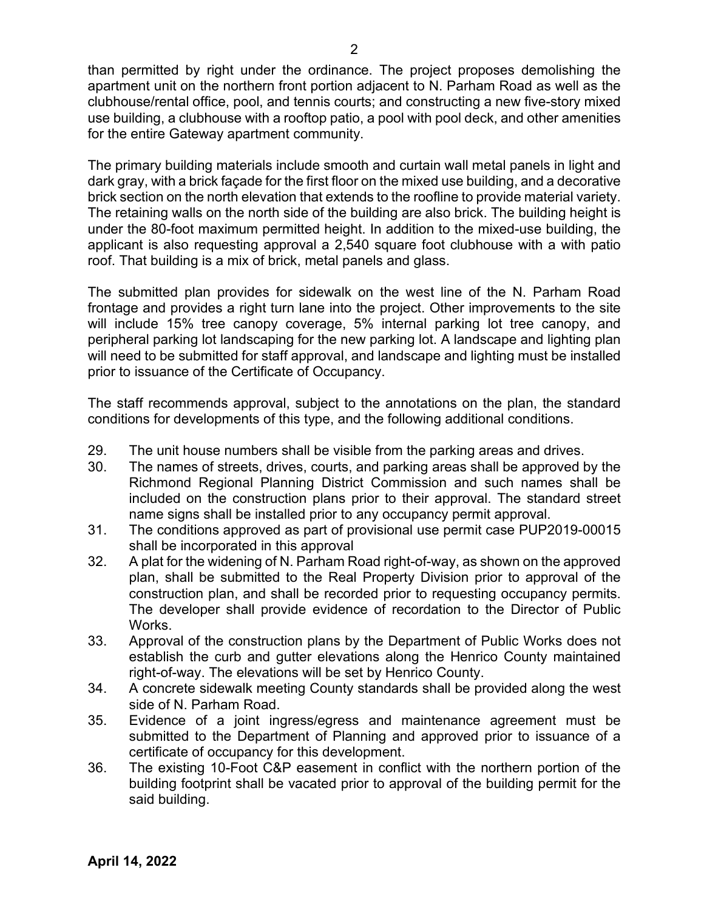than permitted by right under the ordinance. The project proposes demolishing the apartment unit on the northern front portion adjacent to N. Parham Road as well as the clubhouse/rental office, pool, and tennis courts; and constructing a new five-story mixed use building, a clubhouse with a rooftop patio, a pool with pool deck, and other amenities for the entire Gateway apartment community.

The primary building materials include smooth and curtain wall metal panels in light and dark gray, with a brick façade for the first floor on the mixed use building, and a decorative brick section on the north elevation that extends to the roofline to provide material variety. The retaining walls on the north side of the building are also brick. The building height is under the 80-foot maximum permitted height. In addition to the mixed-use building, the applicant is also requesting approval a 2,540 square foot clubhouse with a with patio roof. That building is a mix of brick, metal panels and glass.

The submitted plan provides for sidewalk on the west line of the N. Parham Road frontage and provides a right turn lane into the project. Other improvements to the site will include 15% tree canopy coverage, 5% internal parking lot tree canopy, and peripheral parking lot landscaping for the new parking lot. A landscape and lighting plan will need to be submitted for staff approval, and landscape and lighting must be installed prior to issuance of the Certificate of Occupancy.

The staff recommends approval, subject to the annotations on the plan, the standard conditions for developments of this type, and the following additional conditions.

29. The unit house numbers shall be visible from the parking areas and drives.
30. The names of streets, drives, courts, and parking areas shall be approved by the Richmond Regional Planning District Commission and such names shall be included on the construction plans prior to their approval. The standard street name signs shall be installed prior to any occupancy permit approval.
31. The conditions approved as part of provisional use permit case PUP2019-00015 shall be incorporated in this approval
32. A plat for the widening of N. Parham Road right-of-way, as shown on the approved plan, shall be submitted to the Real Property Division prior to approval of the construction plan, and shall be recorded prior to requesting occupancy permits. The developer shall provide evidence of recordation to the Director of Public Works.
33. Approval of the construction plans by the Department of Public Works does not establish the curb and gutter elevations along the Henrico County maintained right-of-way. The elevations will be set by Henrico County.
34. A concrete sidewalk meeting County standards shall be provided along the west side of N. Parham Road.
35. Evidence of a joint ingress/egress and maintenance agreement must be submitted to the Department of Planning and approved prior to issuance of a certificate of occupancy for this development.
36. The existing 10-Foot C&P easement in conflict with the northern portion of the building footprint shall be vacated prior to approval of the building permit for the said building.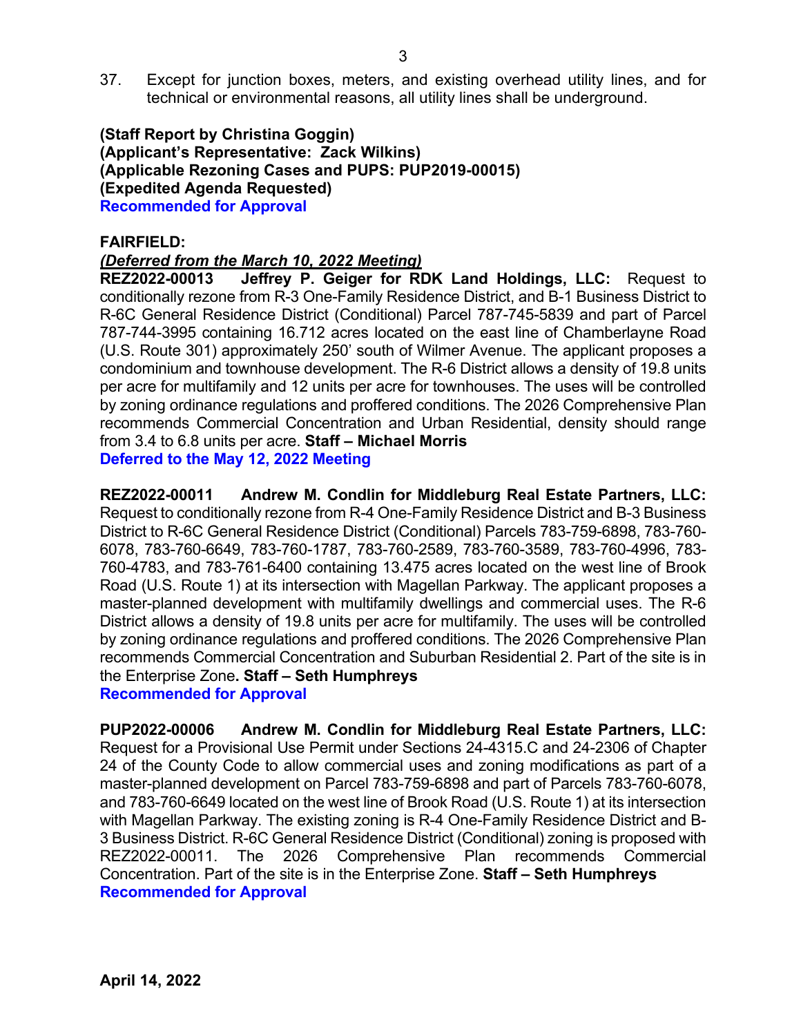37. Except for junction boxes, meters, and existing overhead utility lines, and for technical or environmental reasons, all utility lines shall be underground.

**(Staff Report by Christina Goggin)**
**(Applicant's Representative: Zack Wilkins)**
**(Applicable Rezoning Cases and PUPS: PUP2019-00015)**
**(Expedited Agenda Requested)**
**Recommended for Approval**

**FAIRFIELD:**

***(Deferred from the March 10, 2022 Meeting)***
**REZ2022-00013 Jeffrey P. Geiger for RDK Land Holdings, LLC:** Request to conditionally rezone from R-3 One-Family Residence District, and B-1 Business District to R-6C General Residence District (Conditional) Parcel 787-745-5839 and part of Parcel 787-744-3995 containing 16.712 acres located on the east line of Chamberlayne Road (U.S. Route 301) approximately 250' south of Wilmer Avenue. The applicant proposes a condominium and townhouse development. The R-6 District allows a density of 19.8 units per acre for multifamily and 12 units per acre for townhouses. The uses will be controlled by zoning ordinance regulations and proffered conditions. The 2026 Comprehensive Plan recommends Commercial Concentration and Urban Residential, density should range from 3.4 to 6.8 units per acre. **Staff – Michael Morris**
**Deferred to the May 12, 2022 Meeting**

**REZ2022-00011 Andrew M. Condlin for Middleburg Real Estate Partners, LLC:** Request to conditionally rezone from R-4 One-Family Residence District and B-3 Business District to R-6C General Residence District (Conditional) Parcels 783-759-6898, 783-760-6078, 783-760-6649, 783-760-1787, 783-760-2589, 783-760-3589, 783-760-4996, 783-760-4783, and 783-761-6400 containing 13.475 acres located on the west line of Brook Road (U.S. Route 1) at its intersection with Magellan Parkway. The applicant proposes a master-planned development with multifamily dwellings and commercial uses. The R-6 District allows a density of 19.8 units per acre for multifamily. The uses will be controlled by zoning ordinance regulations and proffered conditions. The 2026 Comprehensive Plan recommends Commercial Concentration and Suburban Residential 2. Part of the site is in the Enterprise Zone**. Staff – Seth Humphreys**
**Recommended for Approval**

**PUP2022-00006 Andrew M. Condlin for Middleburg Real Estate Partners, LLC:** Request for a Provisional Use Permit under Sections 24-4315.C and 24-2306 of Chapter 24 of the County Code to allow commercial uses and zoning modifications as part of a master-planned development on Parcel 783-759-6898 and part of Parcels 783-760-6078, and 783-760-6649 located on the west line of Brook Road (U.S. Route 1) at its intersection with Magellan Parkway. The existing zoning is R-4 One-Family Residence District and B-3 Business District. R-6C General Residence District (Conditional) zoning is proposed with REZ2022-00011. The 2026 Comprehensive Plan recommends Commercial Concentration. Part of the site is in the Enterprise Zone. **Staff – Seth Humphreys**
**Recommended for Approval**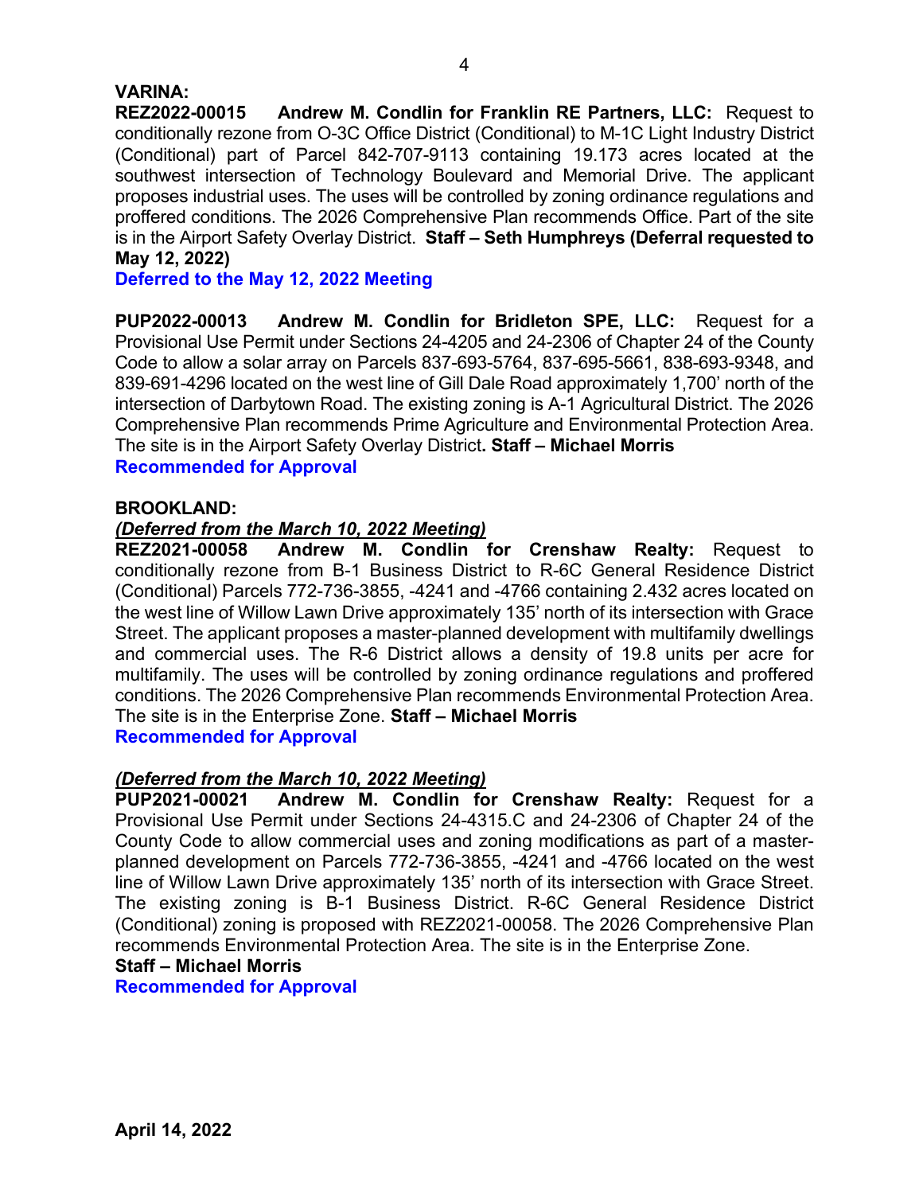**VARINA:**

**REZ2022-00015 Andrew M. Condlin for Franklin RE Partners, LLC:** Request to conditionally rezone from O-3C Office District (Conditional) to M-1C Light Industry District (Conditional) part of Parcel 842-707-9113 containing 19.173 acres located at the southwest intersection of Technology Boulevard and Memorial Drive. The applicant proposes industrial uses. The uses will be controlled by zoning ordinance regulations and proffered conditions. The 2026 Comprehensive Plan recommends Office. Part of the site is in the Airport Safety Overlay District. **Staff – Seth Humphreys (Deferral requested to May 12, 2022)**

**Deferred to the May 12, 2022 Meeting**

**PUP2022-00013 Andrew M. Condlin for Bridleton SPE, LLC:** Request for a Provisional Use Permit under Sections 24-4205 and 24-2306 of Chapter 24 of the County Code to allow a solar array on Parcels 837-693-5764, 837-695-5661, 838-693-9348, and 839-691-4296 located on the west line of Gill Dale Road approximately 1,700' north of the intersection of Darbytown Road. The existing zoning is A-1 Agricultural District. The 2026 Comprehensive Plan recommends Prime Agriculture and Environmental Protection Area. The site is in the Airport Safety Overlay District**. Staff – Michael Morris**

**Recommended for Approval**

**BROOKLAND:**

***(Deferred from the March 10, 2022 Meeting)***

**REZ2021-00058 Andrew M. Condlin for Crenshaw Realty:** Request to conditionally rezone from B-1 Business District to R-6C General Residence District (Conditional) Parcels 772-736-3855, -4241 and -4766 containing 2.432 acres located on the west line of Willow Lawn Drive approximately 135' north of its intersection with Grace Street. The applicant proposes a master-planned development with multifamily dwellings and commercial uses. The R-6 District allows a density of 19.8 units per acre for multifamily. The uses will be controlled by zoning ordinance regulations and proffered conditions. The 2026 Comprehensive Plan recommends Environmental Protection Area. The site is in the Enterprise Zone. **Staff – Michael Morris**

**Recommended for Approval**

***(Deferred from the March 10, 2022 Meeting)***

**PUP2021-00021 Andrew M. Condlin for Crenshaw Realty:** Request for a Provisional Use Permit under Sections 24-4315.C and 24-2306 of Chapter 24 of the County Code to allow commercial uses and zoning modifications as part of a master-planned development on Parcels 772-736-3855, -4241 and -4766 located on the west line of Willow Lawn Drive approximately 135' north of its intersection with Grace Street. The existing zoning is B-1 Business District. R-6C General Residence District (Conditional) zoning is proposed with REZ2021-00058. The 2026 Comprehensive Plan recommends Environmental Protection Area. The site is in the Enterprise Zone.

**Staff – Michael Morris**

**Recommended for Approval**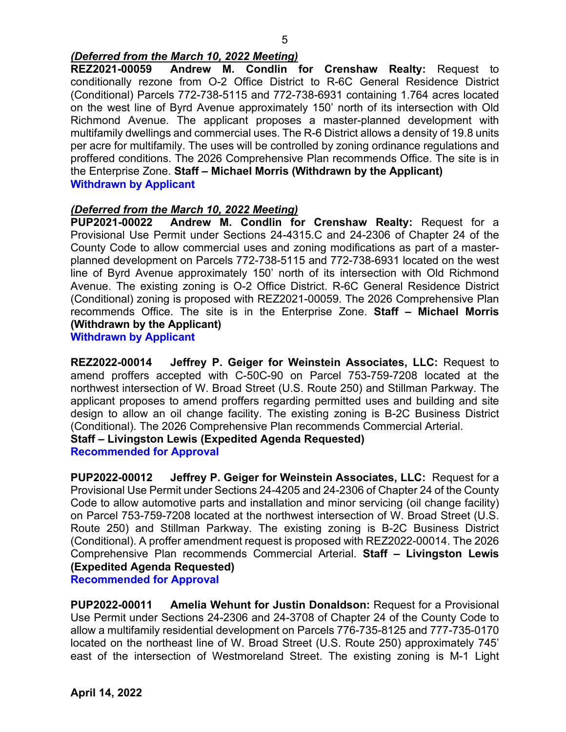***(Deferred from the March 10, 2022 Meeting)***
**REZ2021-00059 Andrew M. Condlin for Crenshaw Realty:** Request to conditionally rezone from O-2 Office District to R-6C General Residence District (Conditional) Parcels 772-738-5115 and 772-738-6931 containing 1.764 acres located on the west line of Byrd Avenue approximately 150' north of its intersection with Old Richmond Avenue. The applicant proposes a master-planned development with multifamily dwellings and commercial uses. The R-6 District allows a density of 19.8 units per acre for multifamily. The uses will be controlled by zoning ordinance regulations and proffered conditions. The 2026 Comprehensive Plan recommends Office. The site is in the Enterprise Zone. **Staff – Michael Morris (Withdrawn by the Applicant)**
**Withdrawn by Applicant**

***(Deferred from the March 10, 2022 Meeting)***
**PUP2021-00022 Andrew M. Condlin for Crenshaw Realty:** Request for a Provisional Use Permit under Sections 24-4315.C and 24-2306 of Chapter 24 of the County Code to allow commercial uses and zoning modifications as part of a master-planned development on Parcels 772-738-5115 and 772-738-6931 located on the west line of Byrd Avenue approximately 150' north of its intersection with Old Richmond Avenue. The existing zoning is O-2 Office District. R-6C General Residence District (Conditional) zoning is proposed with REZ2021-00059. The 2026 Comprehensive Plan recommends Office. The site is in the Enterprise Zone. **Staff – Michael Morris (Withdrawn by the Applicant)**
**Withdrawn by Applicant**

**REZ2022-00014 Jeffrey P. Geiger for Weinstein Associates, LLC:** Request to amend proffers accepted with C-50C-90 on Parcel 753-759-7208 located at the northwest intersection of W. Broad Street (U.S. Route 250) and Stillman Parkway. The applicant proposes to amend proffers regarding permitted uses and building and site design to allow an oil change facility. The existing zoning is B-2C Business District (Conditional). The 2026 Comprehensive Plan recommends Commercial Arterial.
**Staff – Livingston Lewis (Expedited Agenda Requested)**
**Recommended for Approval**

**PUP2022-00012 Jeffrey P. Geiger for Weinstein Associates, LLC:** Request for a Provisional Use Permit under Sections 24-4205 and 24-2306 of Chapter 24 of the County Code to allow automotive parts and installation and minor servicing (oil change facility) on Parcel 753-759-7208 located at the northwest intersection of W. Broad Street (U.S. Route 250) and Stillman Parkway. The existing zoning is B-2C Business District (Conditional). A proffer amendment request is proposed with REZ2022-00014. The 2026 Comprehensive Plan recommends Commercial Arterial. **Staff – Livingston Lewis (Expedited Agenda Requested)**
**Recommended for Approval**

**PUP2022-00011 Amelia Wehunt for Justin Donaldson:** Request for a Provisional Use Permit under Sections 24-2306 and 24-3708 of Chapter 24 of the County Code to allow a multifamily residential development on Parcels 776-735-8125 and 777-735-0170 located on the northeast line of W. Broad Street (U.S. Route 250) approximately 745' east of the intersection of Westmoreland Street. The existing zoning is M-1 Light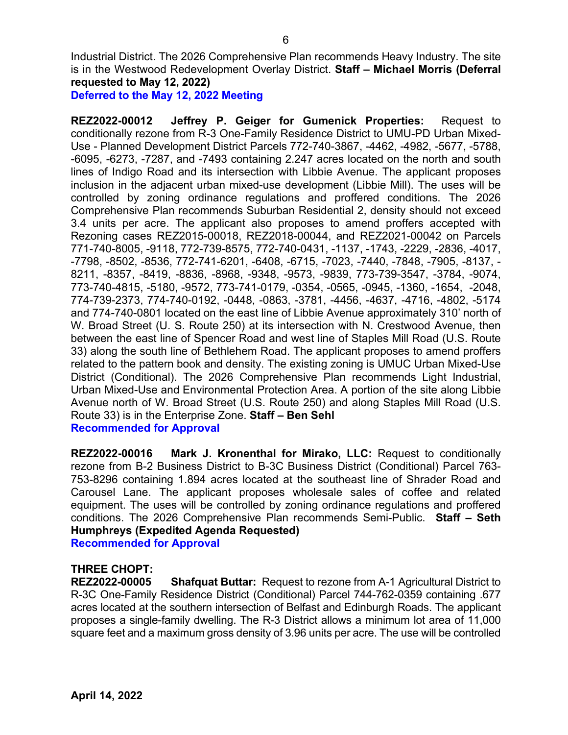Industrial District. The 2026 Comprehensive Plan recommends Heavy Industry. The site is in the Westwood Redevelopment Overlay District. **Staff – Michael Morris (Deferral requested to May 12, 2022)**

**Deferred to the May 12, 2022 Meeting**

**REZ2022-00012 Jeffrey P. Geiger for Gumenick Properties:** Request to conditionally rezone from R-3 One-Family Residence District to UMU-PD Urban Mixed-Use - Planned Development District Parcels 772-740-3867, -4462, -4982, -5677, -5788, -6095, -6273, -7287, and -7493 containing 2.247 acres located on the north and south lines of Indigo Road and its intersection with Libbie Avenue. The applicant proposes inclusion in the adjacent urban mixed-use development (Libbie Mill). The uses will be controlled by zoning ordinance regulations and proffered conditions. The 2026 Comprehensive Plan recommends Suburban Residential 2, density should not exceed 3.4 units per acre. The applicant also proposes to amend proffers accepted with Rezoning cases REZ2015-00018, REZ2018-00044, and REZ2021-00042 on Parcels 771-740-8005, -9118, 772-739-8575, 772-740-0431, -1137, -1743, -2229, -2836, -4017, -7798, -8502, -8536, 772-741-6201, -6408, -6715, -7023, -7440, -7848, -7905, -8137, -8211, -8357, -8419, -8836, -8968, -9348, -9573, -9839, 773-739-3547, -3784, -9074, 773-740-4815, -5180, -9572, 773-741-0179, -0354, -0565, -0945, -1360, -1654, -2048, 774-739-2373, 774-740-0192, -0448, -0863, -3781, -4456, -4637, -4716, -4802, -5174 and 774-740-0801 located on the east line of Libbie Avenue approximately 310' north of W. Broad Street (U. S. Route 250) at its intersection with N. Crestwood Avenue, then between the east line of Spencer Road and west line of Staples Mill Road (U.S. Route 33) along the south line of Bethlehem Road. The applicant proposes to amend proffers related to the pattern book and density. The existing zoning is UMUC Urban Mixed-Use District (Conditional). The 2026 Comprehensive Plan recommends Light Industrial, Urban Mixed-Use and Environmental Protection Area. A portion of the site along Libbie Avenue north of W. Broad Street (U.S. Route 250) and along Staples Mill Road (U.S. Route 33) is in the Enterprise Zone. **Staff – Ben Sehl**

**Recommended for Approval**

**REZ2022-00016 Mark J. Kronenthal for Mirako, LLC:** Request to conditionally rezone from B-2 Business District to B-3C Business District (Conditional) Parcel 763-753-8296 containing 1.894 acres located at the southeast line of Shrader Road and Carousel Lane. The applicant proposes wholesale sales of coffee and related equipment. The uses will be controlled by zoning ordinance regulations and proffered conditions. The 2026 Comprehensive Plan recommends Semi-Public. **Staff – Seth Humphreys (Expedited Agenda Requested)**

**Recommended for Approval**

**THREE CHOPT:**

**REZ2022-00005 Shafquat Buttar:** Request to rezone from A-1 Agricultural District to R-3C One-Family Residence District (Conditional) Parcel 744-762-0359 containing .677 acres located at the southern intersection of Belfast and Edinburgh Roads. The applicant proposes a single-family dwelling. The R-3 District allows a minimum lot area of 11,000 square feet and a maximum gross density of 3.96 units per acre. The use will be controlled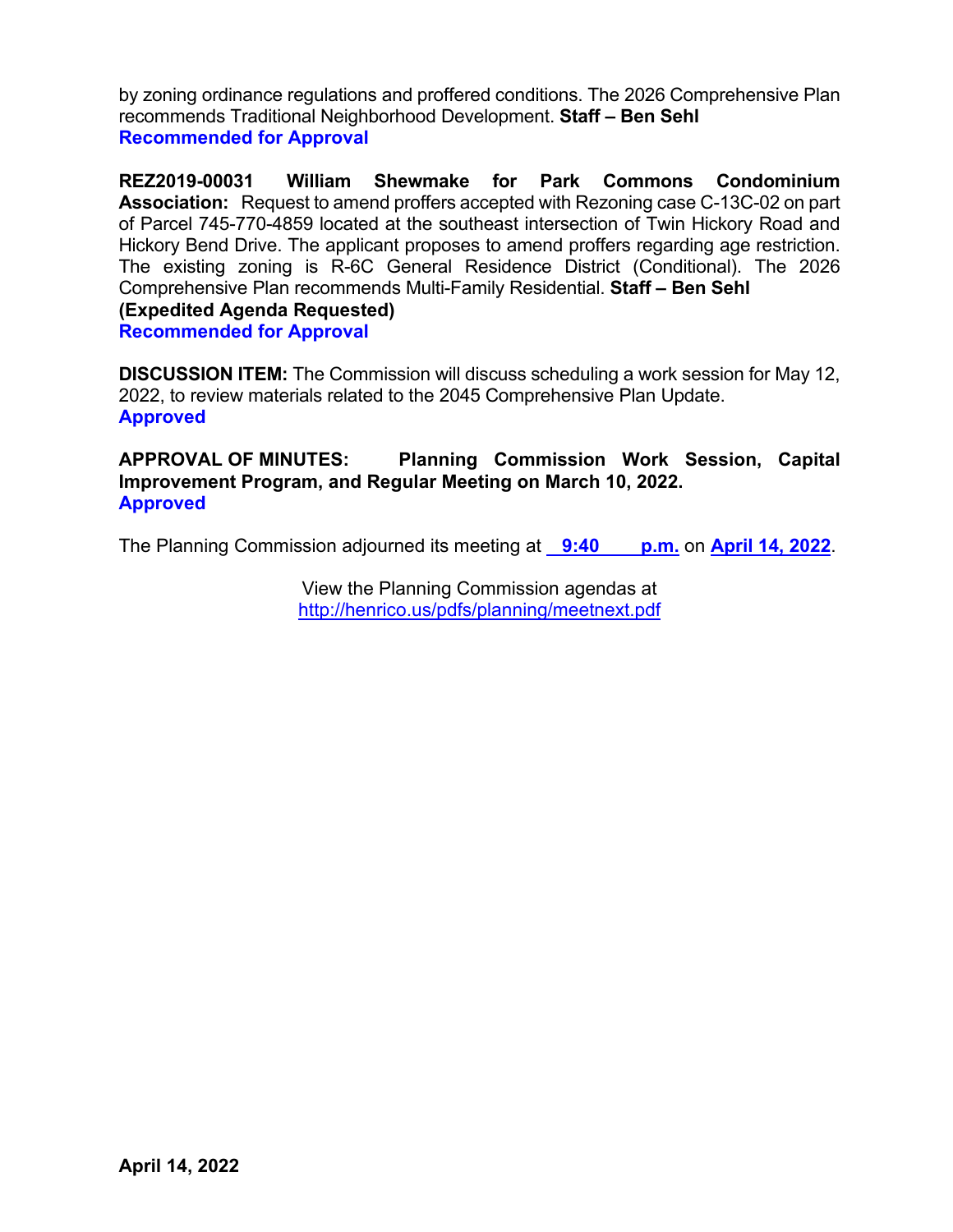by zoning ordinance regulations and proffered conditions. The 2026 Comprehensive Plan recommends Traditional Neighborhood Development. **Staff – Ben Sehl**
**Recommended for Approval**

**REZ2019-00031 William Shewmake for Park Commons Condominium Association:** Request to amend proffers accepted with Rezoning case C-13C-02 on part of Parcel 745-770-4859 located at the southeast intersection of Twin Hickory Road and Hickory Bend Drive. The applicant proposes to amend proffers regarding age restriction. The existing zoning is R-6C General Residence District (Conditional). The 2026 Comprehensive Plan recommends Multi-Family Residential. **Staff – Ben Sehl**
**(Expedited Agenda Requested)**
**Recommended for Approval**

**DISCUSSION ITEM:** The Commission will discuss scheduling a work session for May 12, 2022, to review materials related to the 2045 Comprehensive Plan Update.
**Approved**

**APPROVAL OF MINUTES: Planning Commission Work Session, Capital Improvement Program, and Regular Meeting on March 10, 2022.**
**Approved**

The Planning Commission adjourned its meeting at **9:40 p.m.** on **April 14, 2022**.

View the Planning Commission agendas at
http://henrico.us/pdfs/planning/meetnext.pdf